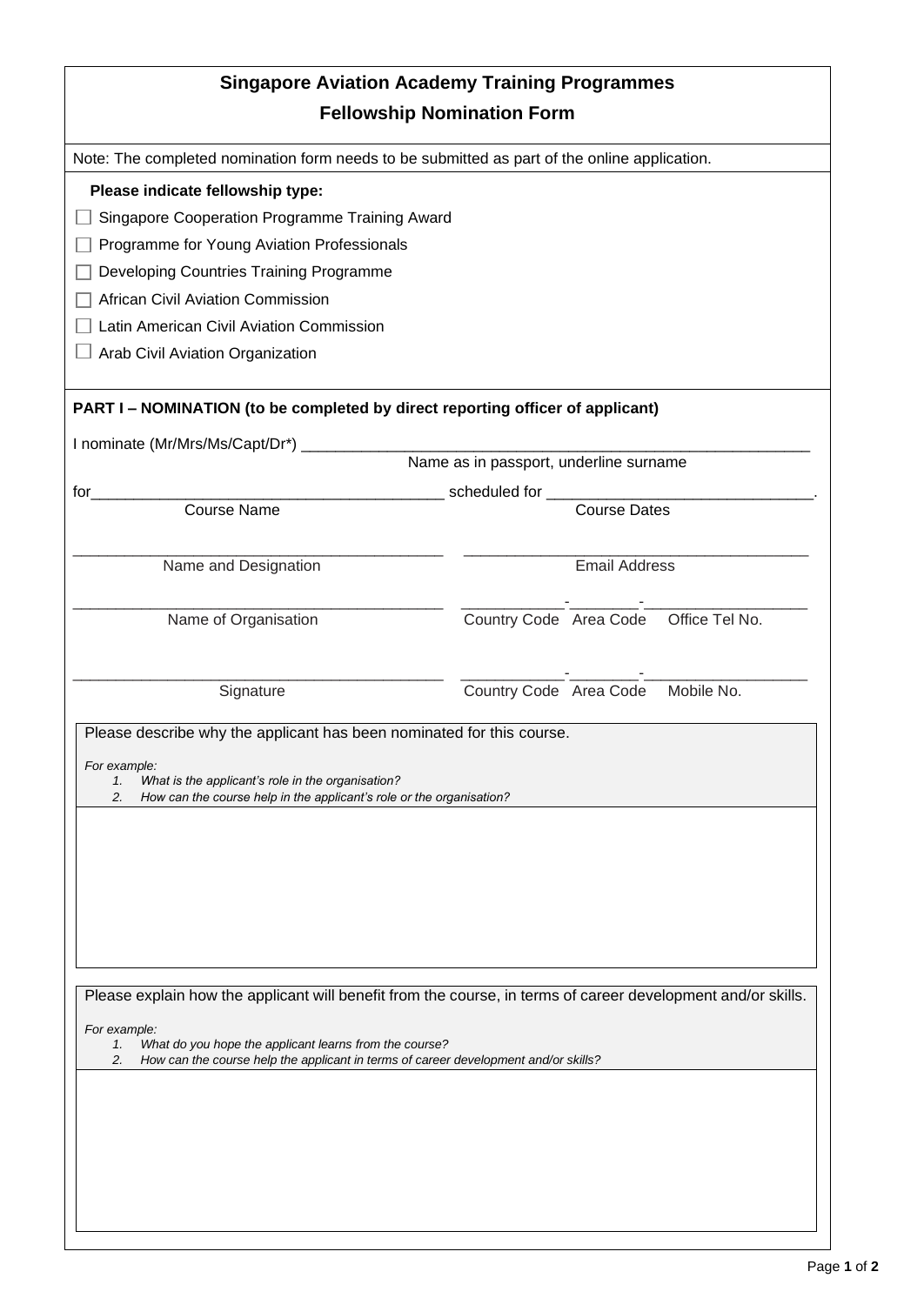# Singapore Aviation Academy Training Programmes

## Fellowship Nomination Form

Note: The completed nomination form needs to be submitted as part of the online application.

**Please indicate fellowship type:**

- ☐ Singapore Cooperation Programme Training Award
- ☐ Programme for Young Aviation Professionals
- ☐ Developing Countries Training Programme
- ☐ African Civil Aviation Commission
- ☐ Latin American Civil Aviation Commission
- ☐ Arab Civil Aviation Organization

**PART I – NOMINATION (to be completed by direct reporting officer of applicant)**

I nominate (Mr/Mrs/Ms/Capt/Dr*) ____________________________________________

Name as in passport, underline surname

for________________________________________ scheduled for ______________________________.

Course Name | Course Dates

__________________________________________ __________________________________________

Name and Designation | Email Address

__________________________________________ ____________-________-__________________

Name of Organisation | Country Code Area Code Office Tel No.

__________________________________________ ____________-________-__________________

Signature | Country Code Area Code Mobile No.

| Please describe why the applicant has been nominated for this course.<br><br>*For example:*<br>*1. What is the applicant's role in the organisation?*<br>*2. How can the course help in the applicant's role or the organisation?* |
|---|
| |

| Please explain how the applicant will benefit from the course, in terms of career development and/or skills.<br><br>*For example:*<br>*1. What do you hope the applicant learns from the course?*<br>*2. How can the course help the applicant in terms of career development and/or skills?* |
|---|
| |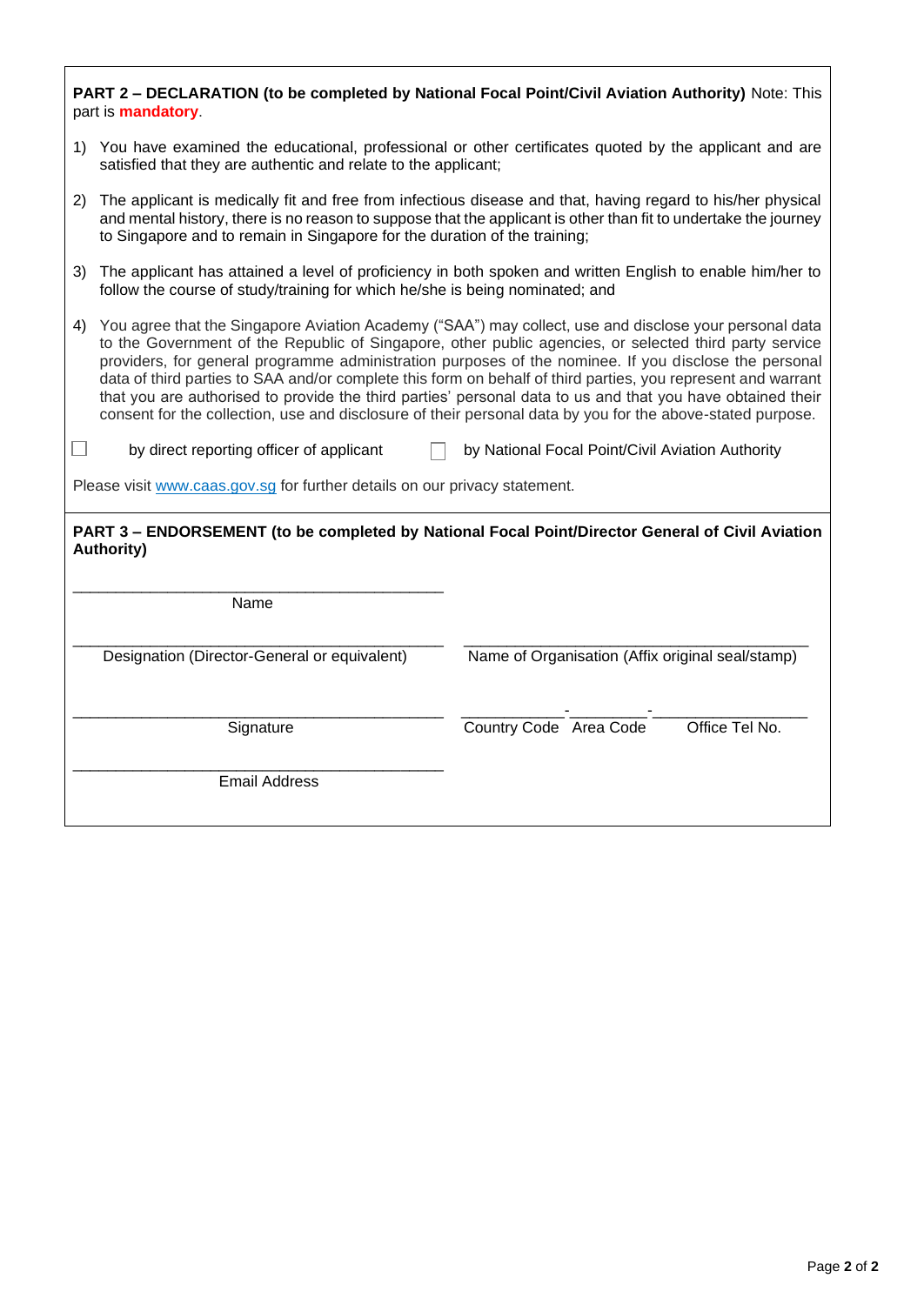**PART 2 – DECLARATION (to be completed by National Focal Point/Civil Aviation Authority)** Note: This part is **mandatory**.

1) You have examined the educational, professional or other certificates quoted by the applicant and are satisfied that they are authentic and relate to the applicant;

2) The applicant is medically fit and free from infectious disease and that, having regard to his/her physical and mental history, there is no reason to suppose that the applicant is other than fit to undertake the journey to Singapore and to remain in Singapore for the duration of the training;

3) The applicant has attained a level of proficiency in both spoken and written English to enable him/her to follow the course of study/training for which he/she is being nominated; and

4) You agree that the Singapore Aviation Academy ("SAA") may collect, use and disclose your personal data to the Government of the Republic of Singapore, other public agencies, or selected third party service providers, for general programme administration purposes of the nominee. If you disclose the personal data of third parties to SAA and/or complete this form on behalf of third parties, you represent and warrant that you are authorised to provide the third parties' personal data to us and that you have obtained their consent for the collection, use and disclosure of their personal data by you for the above-stated purpose.

☐ by direct reporting officer of applicant ☐ by National Focal Point/Civil Aviation Authority

Please visit [www.caas.gov.sg](http://www.caas.gov.sg) for further details on our privacy statement.

**PART 3 – ENDORSEMENT (to be completed by National Focal Point/Director General of Civil Aviation Authority)**

\_\_\_\_\_\_\_\_\_\_\_\_\_\_\_\_\_\_\_\_\_\_\_\_\_\_\_\_\_\_\_\_\_\_\_\_\_\_\_\_
Name

\_\_\_\_\_\_\_\_\_\_\_\_\_\_\_\_\_\_\_\_\_\_\_\_\_\_\_\_\_\_\_\_\_\_\_\_\_\_\_\_
Designation (Director-General or equivalent)

\_\_\_\_\_\_\_\_\_\_\_\_\_\_\_\_\_\_\_\_\_\_\_\_\_\_\_\_\_\_\_\_\_\_\_\_\_\_\_\_
Name of Organisation (Affix original seal/stamp)

\_\_\_\_\_\_\_\_\_\_\_\_\_\_\_\_\_\_\_\_\_\_\_\_\_\_\_\_\_\_\_\_\_\_\_\_\_\_\_\_
Signature

\_\_\_\_\_\_\_\_\_\_\_\_-\_\_\_\_\_\_\_\_\_-\_\_\_\_\_\_\_\_\_\_\_\_\_\_\_\_\_\_
Country Code Area Code Office Tel No.

\_\_\_\_\_\_\_\_\_\_\_\_\_\_\_\_\_\_\_\_\_\_\_\_\_\_\_\_\_\_\_\_\_\_\_\_\_\_\_\_
Email Address